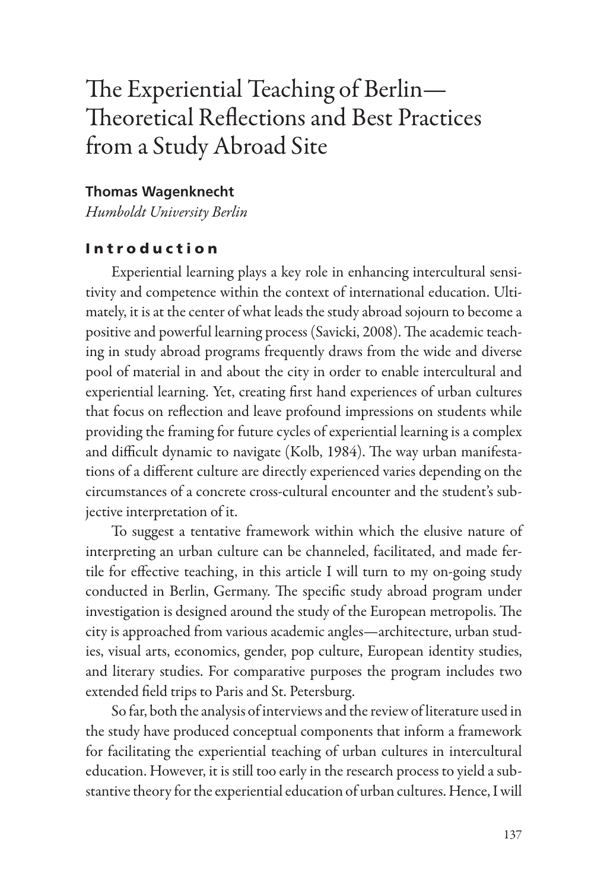# The Experiential Teaching of Berlin—Theoretical Reflections and Best Practices from a Study Abroad Site

**Thomas Wagenknecht**
*Humboldt University Berlin*

## Introduction

Experiential learning plays a key role in enhancing intercultural sensitivity and competence within the context of international education. Ultimately, it is at the center of what leads the study abroad sojourn to become a positive and powerful learning process (Savicki, 2008). The academic teaching in study abroad programs frequently draws from the wide and diverse pool of material in and about the city in order to enable intercultural and experiential learning. Yet, creating first hand experiences of urban cultures that focus on reflection and leave profound impressions on students while providing the framing for future cycles of experiential learning is a complex and difficult dynamic to navigate (Kolb, 1984). The way urban manifestations of a different culture are directly experienced varies depending on the circumstances of a concrete cross-cultural encounter and the student's subjective interpretation of it.

To suggest a tentative framework within which the elusive nature of interpreting an urban culture can be channeled, facilitated, and made fertile for effective teaching, in this article I will turn to my on-going study conducted in Berlin, Germany. The specific study abroad program under investigation is designed around the study of the European metropolis. The city is approached from various academic angles—architecture, urban studies, visual arts, economics, gender, pop culture, European identity studies, and literary studies. For comparative purposes the program includes two extended field trips to Paris and St. Petersburg.

So far, both the analysis of interviews and the review of literature used in the study have produced conceptual components that inform a framework for facilitating the experiential teaching of urban cultures in intercultural education. However, it is still too early in the research process to yield a substantive theory for the experiential education of urban cultures. Hence, I will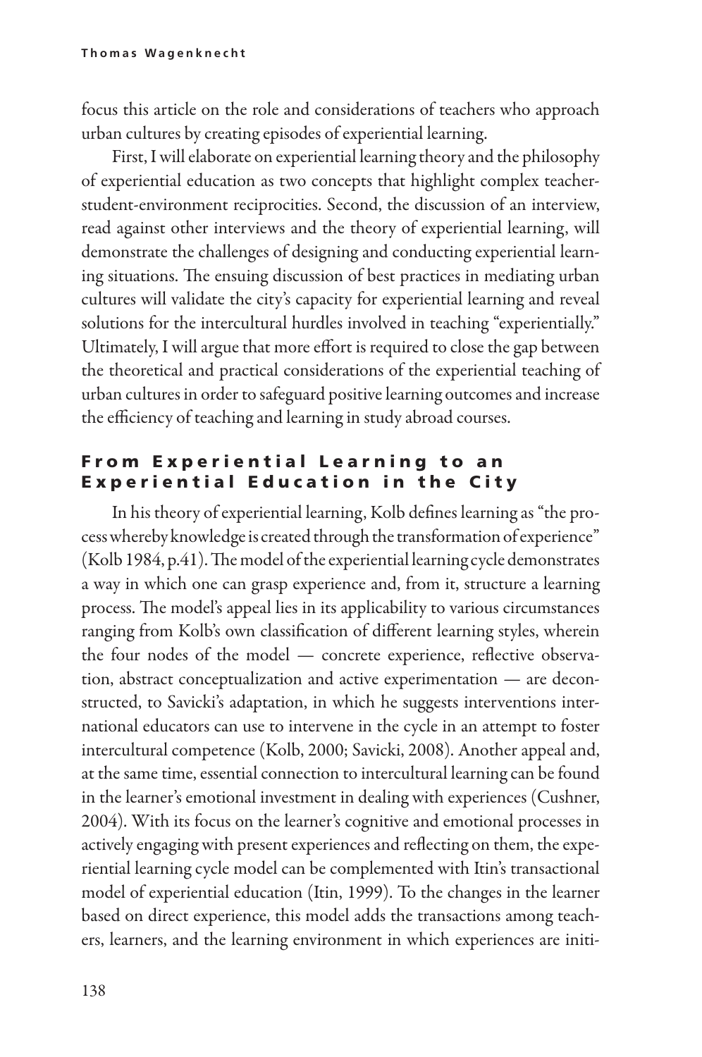focus this article on the role and considerations of teachers who approach urban cultures by creating episodes of experiential learning.

First, I will elaborate on experiential learning theory and the philosophy of experiential education as two concepts that highlight complex teacher-student-environment reciprocities. Second, the discussion of an interview, read against other interviews and the theory of experiential learning, will demonstrate the challenges of designing and conducting experiential learning situations. The ensuing discussion of best practices in mediating urban cultures will validate the city's capacity for experiential learning and reveal solutions for the intercultural hurdles involved in teaching "experientially." Ultimately, I will argue that more effort is required to close the gap between the theoretical and practical considerations of the experiential teaching of urban cultures in order to safeguard positive learning outcomes and increase the efficiency of teaching and learning in study abroad courses.

## From Experiential Learning to an Experiential Education in the City

In his theory of experiential learning, Kolb defines learning as "the process whereby knowledge is created through the transformation of experience" (Kolb 1984, p.41). The model of the experiential learning cycle demonstrates a way in which one can grasp experience and, from it, structure a learning process. The model's appeal lies in its applicability to various circumstances ranging from Kolb's own classification of different learning styles, wherein the four nodes of the model — concrete experience, reflective observation, abstract conceptualization and active experimentation — are deconstructed, to Savicki's adaptation, in which he suggests interventions international educators can use to intervene in the cycle in an attempt to foster intercultural competence (Kolb, 2000; Savicki, 2008). Another appeal and, at the same time, essential connection to intercultural learning can be found in the learner's emotional investment in dealing with experiences (Cushner, 2004). With its focus on the learner's cognitive and emotional processes in actively engaging with present experiences and reflecting on them, the experiential learning cycle model can be complemented with Itin's transactional model of experiential education (Itin, 1999). To the changes in the learner based on direct experience, this model adds the transactions among teachers, learners, and the learning environment in which experiences are initi-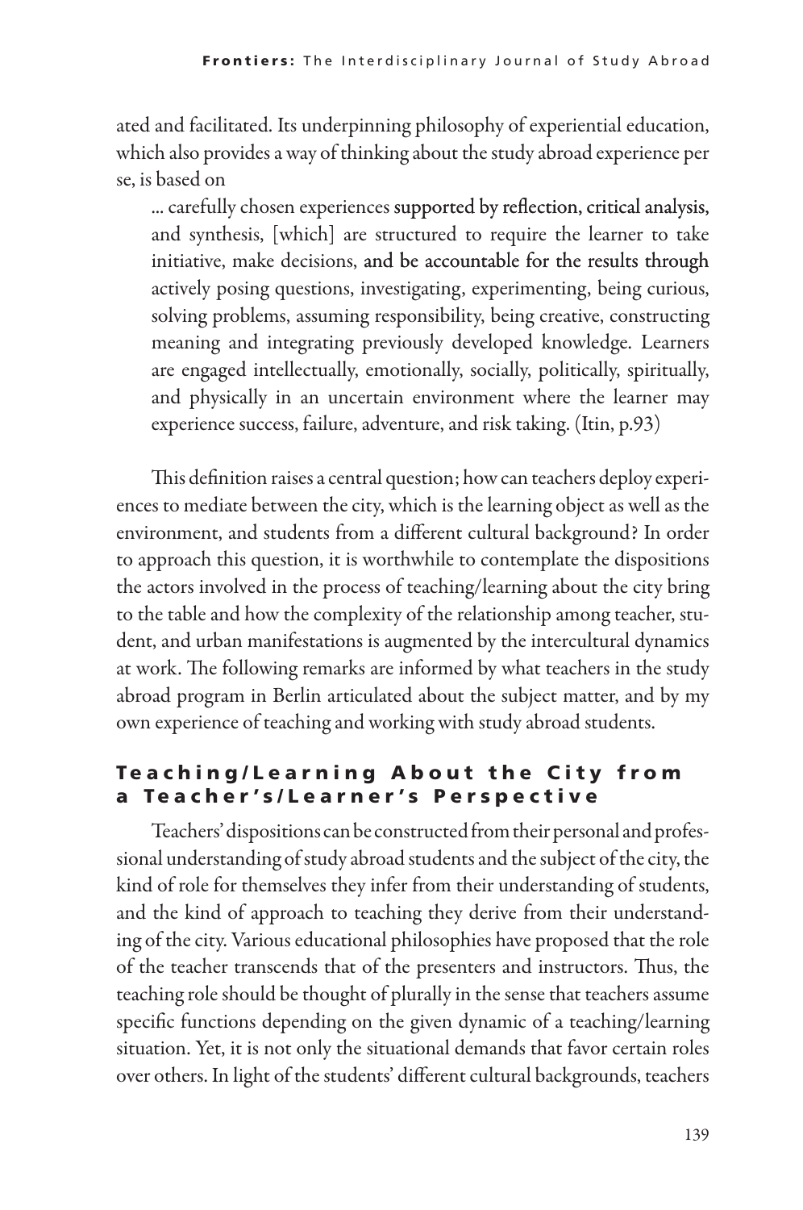ated and facilitated. Its underpinning philosophy of experiential education, which also provides a way of thinking about the study abroad experience per se, is based on

> … carefully chosen experiences supported by reflection, critical analysis, and synthesis, [which] are structured to require the learner to take initiative, make decisions, and be accountable for the results through actively posing questions, investigating, experimenting, being curious, solving problems, assuming responsibility, being creative, constructing meaning and integrating previously developed knowledge. Learners are engaged intellectually, emotionally, socially, politically, spiritually, and physically in an uncertain environment where the learner may experience success, failure, adventure, and risk taking. (Itin, p.93)

This definition raises a central question; how can teachers deploy experiences to mediate between the city, which is the learning object as well as the environment, and students from a different cultural background? In order to approach this question, it is worthwhile to contemplate the dispositions the actors involved in the process of teaching/learning about the city bring to the table and how the complexity of the relationship among teacher, student, and urban manifestations is augmented by the intercultural dynamics at work. The following remarks are informed by what teachers in the study abroad program in Berlin articulated about the subject matter, and by my own experience of teaching and working with study abroad students.

## Teaching/Learning About the City from a Teacher's/Learner's Perspective

Teachers' dispositions can be constructed from their personal and professional understanding of study abroad students and the subject of the city, the kind of role for themselves they infer from their understanding of students, and the kind of approach to teaching they derive from their understanding of the city. Various educational philosophies have proposed that the role of the teacher transcends that of the presenters and instructors. Thus, the teaching role should be thought of plurally in the sense that teachers assume specific functions depending on the given dynamic of a teaching/learning situation. Yet, it is not only the situational demands that favor certain roles over others. In light of the students' different cultural backgrounds, teachers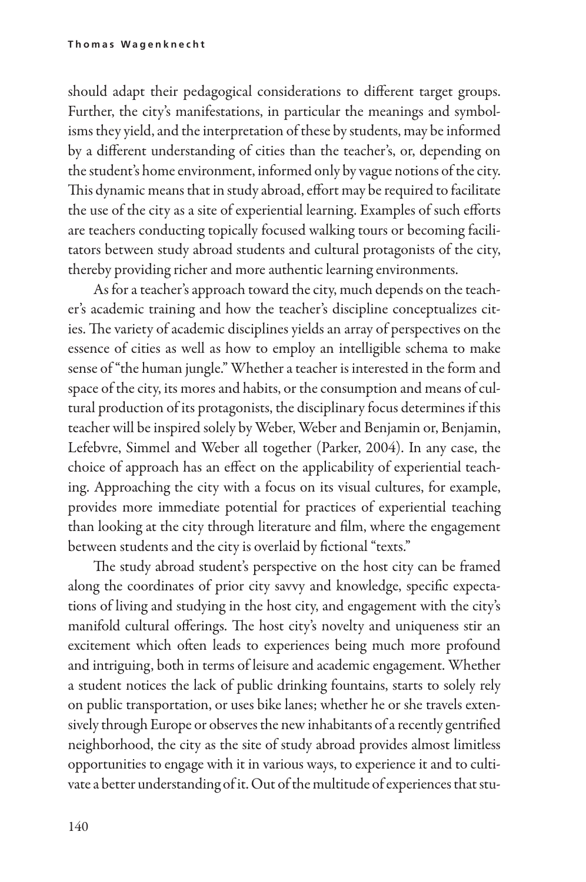should adapt their pedagogical considerations to different target groups. Further, the city's manifestations, in particular the meanings and symbolisms they yield, and the interpretation of these by students, may be informed by a different understanding of cities than the teacher's, or, depending on the student's home environment, informed only by vague notions of the city. This dynamic means that in study abroad, effort may be required to facilitate the use of the city as a site of experiential learning. Examples of such efforts are teachers conducting topically focused walking tours or becoming facilitators between study abroad students and cultural protagonists of the city, thereby providing richer and more authentic learning environments.

As for a teacher's approach toward the city, much depends on the teacher's academic training and how the teacher's discipline conceptualizes cities. The variety of academic disciplines yields an array of perspectives on the essence of cities as well as how to employ an intelligible schema to make sense of "the human jungle." Whether a teacher is interested in the form and space of the city, its mores and habits, or the consumption and means of cultural production of its protagonists, the disciplinary focus determines if this teacher will be inspired solely by Weber, Weber and Benjamin or, Benjamin, Lefebvre, Simmel and Weber all together (Parker, 2004). In any case, the choice of approach has an effect on the applicability of experiential teaching. Approaching the city with a focus on its visual cultures, for example, provides more immediate potential for practices of experiential teaching than looking at the city through literature and film, where the engagement between students and the city is overlaid by fictional "texts."

The study abroad student's perspective on the host city can be framed along the coordinates of prior city savvy and knowledge, specific expectations of living and studying in the host city, and engagement with the city's manifold cultural offerings. The host city's novelty and uniqueness stir an excitement which often leads to experiences being much more profound and intriguing, both in terms of leisure and academic engagement. Whether a student notices the lack of public drinking fountains, starts to solely rely on public transportation, or uses bike lanes; whether he or she travels extensively through Europe or observes the new inhabitants of a recently gentrified neighborhood, the city as the site of study abroad provides almost limitless opportunities to engage with it in various ways, to experience it and to cultivate a better understanding of it. Out of the multitude of experiences that stu-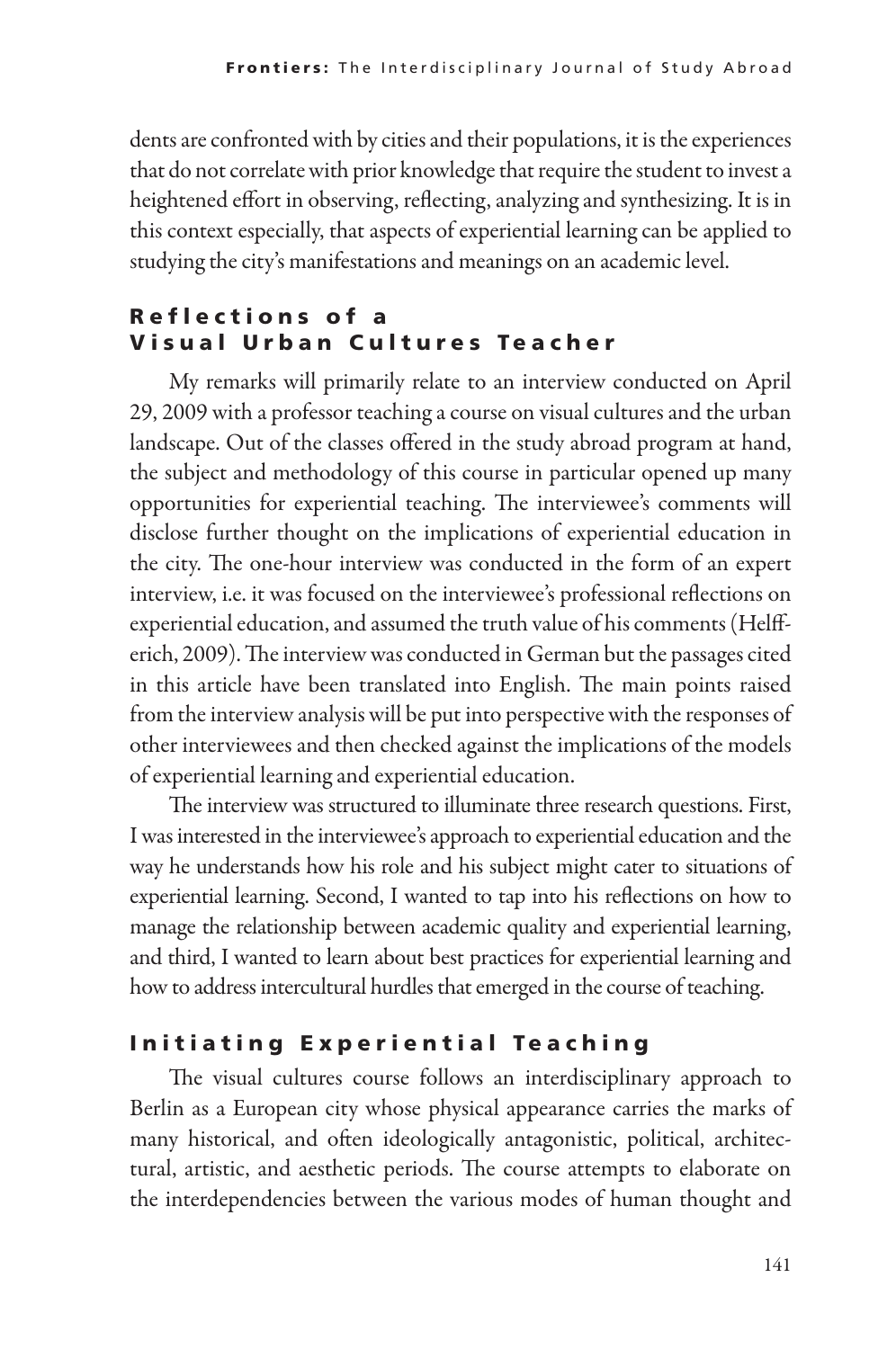dents are confronted with by cities and their populations, it is the experiences that do not correlate with prior knowledge that require the student to invest a heightened effort in observing, reflecting, analyzing and synthesizing. It is in this context especially, that aspects of experiential learning can be applied to studying the city's manifestations and meanings on an academic level.

## Reflections of a Visual Urban Cultures Teacher

My remarks will primarily relate to an interview conducted on April 29, 2009 with a professor teaching a course on visual cultures and the urban landscape. Out of the classes offered in the study abroad program at hand, the subject and methodology of this course in particular opened up many opportunities for experiential teaching. The interviewee's comments will disclose further thought on the implications of experiential education in the city. The one-hour interview was conducted in the form of an expert interview, i.e. it was focused on the interviewee's professional reflections on experiential education, and assumed the truth value of his comments (Helfferich, 2009). The interview was conducted in German but the passages cited in this article have been translated into English. The main points raised from the interview analysis will be put into perspective with the responses of other interviewees and then checked against the implications of the models of experiential learning and experiential education.

The interview was structured to illuminate three research questions. First, I was interested in the interviewee's approach to experiential education and the way he understands how his role and his subject might cater to situations of experiential learning. Second, I wanted to tap into his reflections on how to manage the relationship between academic quality and experiential learning, and third, I wanted to learn about best practices for experiential learning and how to address intercultural hurdles that emerged in the course of teaching.

## Initiating Experiential Teaching

The visual cultures course follows an interdisciplinary approach to Berlin as a European city whose physical appearance carries the marks of many historical, and often ideologically antagonistic, political, architectural, artistic, and aesthetic periods. The course attempts to elaborate on the interdependencies between the various modes of human thought and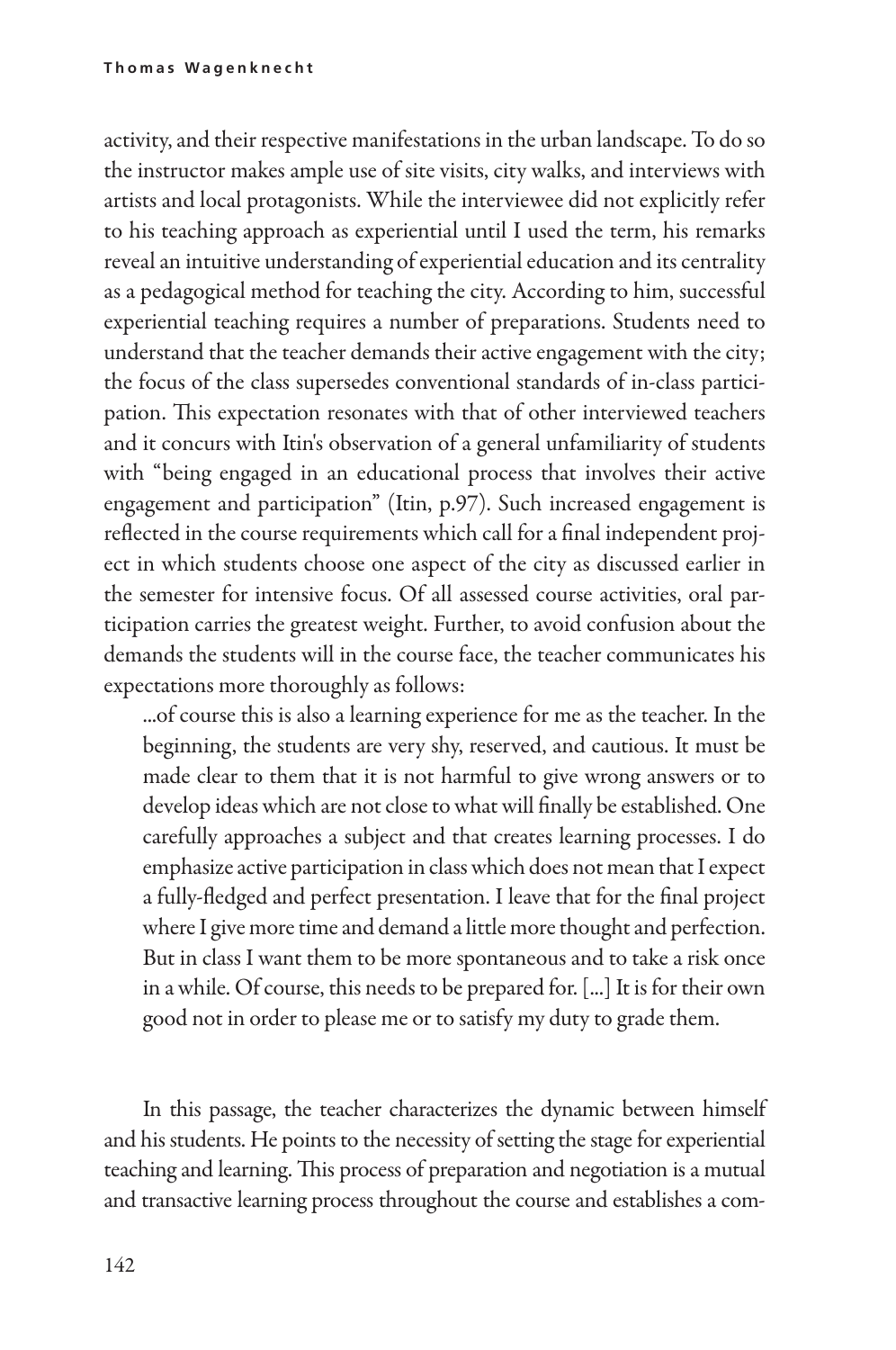activity, and their respective manifestations in the urban landscape. To do so the instructor makes ample use of site visits, city walks, and interviews with artists and local protagonists. While the interviewee did not explicitly refer to his teaching approach as experiential until I used the term, his remarks reveal an intuitive understanding of experiential education and its centrality as a pedagogical method for teaching the city. According to him, successful experiential teaching requires a number of preparations. Students need to understand that the teacher demands their active engagement with the city; the focus of the class supersedes conventional standards of in-class participation. This expectation resonates with that of other interviewed teachers and it concurs with Itin's observation of a general unfamiliarity of students with "being engaged in an educational process that involves their active engagement and participation" (Itin, p.97). Such increased engagement is reflected in the course requirements which call for a final independent project in which students choose one aspect of the city as discussed earlier in the semester for intensive focus. Of all assessed course activities, oral participation carries the greatest weight. Further, to avoid confusion about the demands the students will in the course face, the teacher communicates his expectations more thoroughly as follows:

> ...of course this is also a learning experience for me as the teacher. In the beginning, the students are very shy, reserved, and cautious. It must be made clear to them that it is not harmful to give wrong answers or to develop ideas which are not close to what will finally be established. One carefully approaches a subject and that creates learning processes. I do emphasize active participation in class which does not mean that I expect a fully-fledged and perfect presentation. I leave that for the final project where I give more time and demand a little more thought and perfection. But in class I want them to be more spontaneous and to take a risk once in a while. Of course, this needs to be prepared for. [...] It is for their own good not in order to please me or to satisfy my duty to grade them.

In this passage, the teacher characterizes the dynamic between himself and his students. He points to the necessity of setting the stage for experiential teaching and learning. This process of preparation and negotiation is a mutual and transactive learning process throughout the course and establishes a com-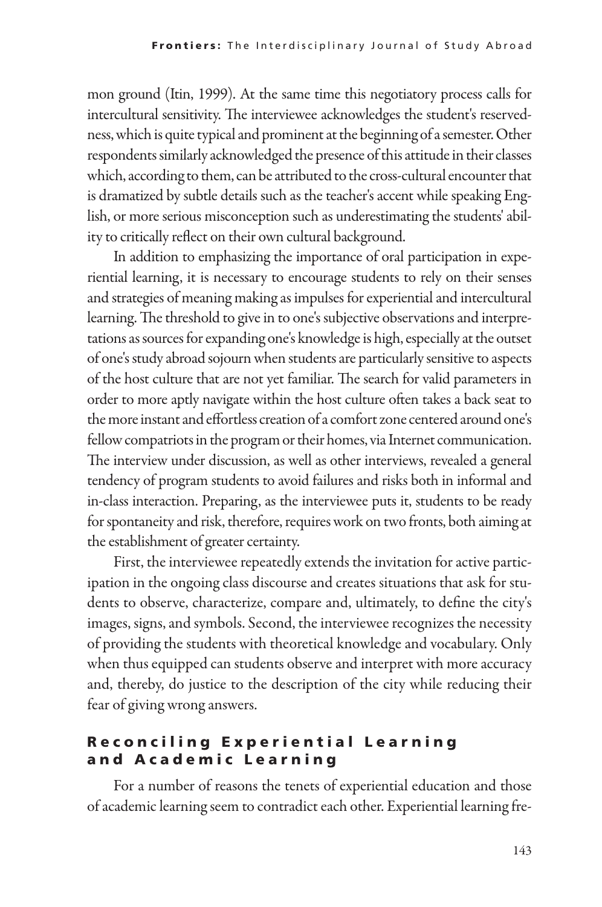mon ground (Itin, 1999). At the same time this negotiatory process calls for intercultural sensitivity. The interviewee acknowledges the student's reservedness, which is quite typical and prominent at the beginning of a semester. Other respondents similarly acknowledged the presence of this attitude in their classes which, according to them, can be attributed to the cross-cultural encounter that is dramatized by subtle details such as the teacher's accent while speaking English, or more serious misconception such as underestimating the students' ability to critically reflect on their own cultural background.

In addition to emphasizing the importance of oral participation in experiential learning, it is necessary to encourage students to rely on their senses and strategies of meaning making as impulses for experiential and intercultural learning. The threshold to give in to one's subjective observations and interpretations as sources for expanding one's knowledge is high, especially at the outset of one's study abroad sojourn when students are particularly sensitive to aspects of the host culture that are not yet familiar. The search for valid parameters in order to more aptly navigate within the host culture often takes a back seat to the more instant and effortless creation of a comfort zone centered around one's fellow compatriots in the program or their homes, via Internet communication. The interview under discussion, as well as other interviews, revealed a general tendency of program students to avoid failures and risks both in informal and in-class interaction. Preparing, as the interviewee puts it, students to be ready for spontaneity and risk, therefore, requires work on two fronts, both aiming at the establishment of greater certainty.

First, the interviewee repeatedly extends the invitation for active participation in the ongoing class discourse and creates situations that ask for students to observe, characterize, compare and, ultimately, to define the city's images, signs, and symbols. Second, the interviewee recognizes the necessity of providing the students with theoretical knowledge and vocabulary. Only when thus equipped can students observe and interpret with more accuracy and, thereby, do justice to the description of the city while reducing their fear of giving wrong answers.

## Reconciling Experiential Learning and Academic Learning

For a number of reasons the tenets of experiential education and those of academic learning seem to contradict each other. Experiential learning fre-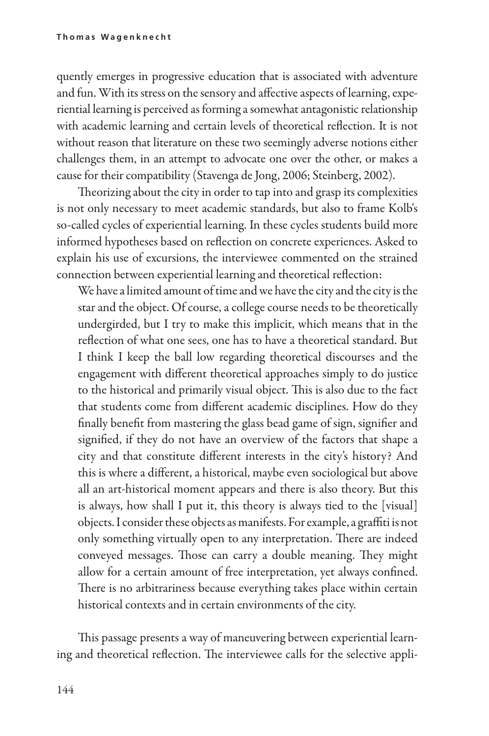quently emerges in progressive education that is associated with adventure and fun. With its stress on the sensory and affective aspects of learning, experiential learning is perceived as forming a somewhat antagonistic relationship with academic learning and certain levels of theoretical reflection. It is not without reason that literature on these two seemingly adverse notions either challenges them, in an attempt to advocate one over the other, or makes a cause for their compatibility (Stavenga de Jong, 2006; Steinberg, 2002).

Theorizing about the city in order to tap into and grasp its complexities is not only necessary to meet academic standards, but also to frame Kolb's so-called cycles of experiential learning. In these cycles students build more informed hypotheses based on reflection on concrete experiences. Asked to explain his use of excursions, the interviewee commented on the strained connection between experiential learning and theoretical reflection:

> We have a limited amount of time and we have the city and the city is the star and the object. Of course, a college course needs to be theoretically undergirded, but I try to make this implicit, which means that in the reflection of what one sees, one has to have a theoretical standard. But I think I keep the ball low regarding theoretical discourses and the engagement with different theoretical approaches simply to do justice to the historical and primarily visual object. This is also due to the fact that students come from different academic disciplines. How do they finally benefit from mastering the glass bead game of sign, signifier and signified, if they do not have an overview of the factors that shape a city and that constitute different interests in the city's history? And this is where a different, a historical, maybe even sociological but above all an art-historical moment appears and there is also theory. But this is always, how shall I put it, this theory is always tied to the [visual] objects. I consider these objects as manifests. For example, a graffiti is not only something virtually open to any interpretation. There are indeed conveyed messages. Those can carry a double meaning. They might allow for a certain amount of free interpretation, yet always confined. There is no arbitrariness because everything takes place within certain historical contexts and in certain environments of the city.

This passage presents a way of maneuvering between experiential learning and theoretical reflection. The interviewee calls for the selective appli-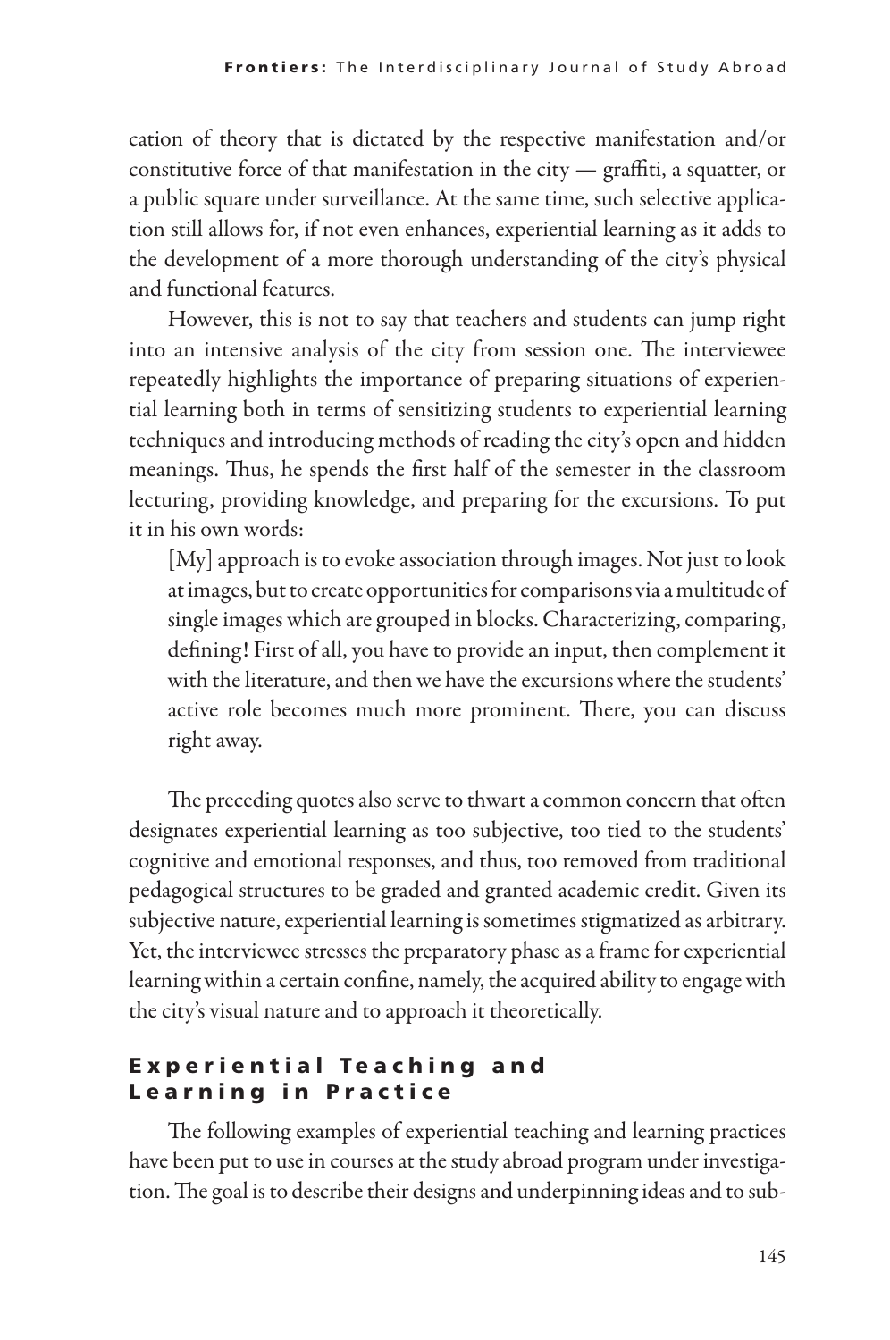cation of theory that is dictated by the respective manifestation and/or constitutive force of that manifestation in the city — graffiti, a squatter, or a public square under surveillance. At the same time, such selective application still allows for, if not even enhances, experiential learning as it adds to the development of a more thorough understanding of the city's physical and functional features.

However, this is not to say that teachers and students can jump right into an intensive analysis of the city from session one. The interviewee repeatedly highlights the importance of preparing situations of experiential learning both in terms of sensitizing students to experiential learning techniques and introducing methods of reading the city's open and hidden meanings. Thus, he spends the first half of the semester in the classroom lecturing, providing knowledge, and preparing for the excursions. To put it in his own words:

> [My] approach is to evoke association through images. Not just to look at images, but to create opportunities for comparisons via a multitude of single images which are grouped in blocks. Characterizing, comparing, defining! First of all, you have to provide an input, then complement it with the literature, and then we have the excursions where the students' active role becomes much more prominent. There, you can discuss right away.

The preceding quotes also serve to thwart a common concern that often designates experiential learning as too subjective, too tied to the students' cognitive and emotional responses, and thus, too removed from traditional pedagogical structures to be graded and granted academic credit. Given its subjective nature, experiential learning is sometimes stigmatized as arbitrary. Yet, the interviewee stresses the preparatory phase as a frame for experiential learning within a certain confine, namely, the acquired ability to engage with the city's visual nature and to approach it theoretically.

## Experiential Teaching and Learning in Practice

The following examples of experiential teaching and learning practices have been put to use in courses at the study abroad program under investigation. The goal is to describe their designs and underpinning ideas and to sub-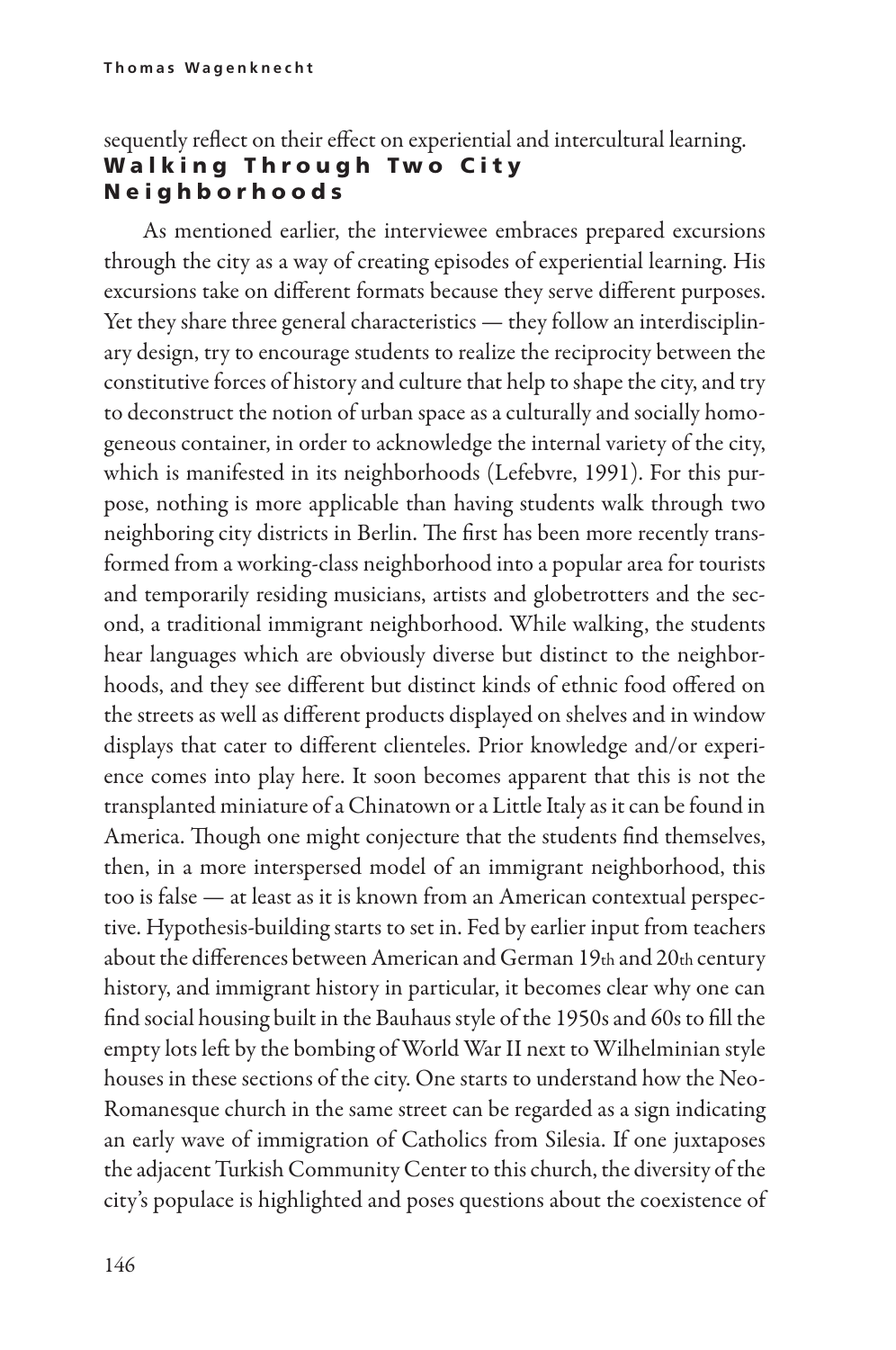sequently reflect on their effect on experiential and intercultural learning.

## Walking Through Two City Neighborhoods

As mentioned earlier, the interviewee embraces prepared excursions through the city as a way of creating episodes of experiential learning. His excursions take on different formats because they serve different purposes. Yet they share three general characteristics — they follow an interdisciplinary design, try to encourage students to realize the reciprocity between the constitutive forces of history and culture that help to shape the city, and try to deconstruct the notion of urban space as a culturally and socially homogeneous container, in order to acknowledge the internal variety of the city, which is manifested in its neighborhoods (Lefebvre, 1991). For this purpose, nothing is more applicable than having students walk through two neighboring city districts in Berlin. The first has been more recently transformed from a working-class neighborhood into a popular area for tourists and temporarily residing musicians, artists and globetrotters and the second, a traditional immigrant neighborhood. While walking, the students hear languages which are obviously diverse but distinct to the neighborhoods, and they see different but distinct kinds of ethnic food offered on the streets as well as different products displayed on shelves and in window displays that cater to different clienteles. Prior knowledge and/or experience comes into play here. It soon becomes apparent that this is not the transplanted miniature of a Chinatown or a Little Italy as it can be found in America. Though one might conjecture that the students find themselves, then, in a more interspersed model of an immigrant neighborhood, this too is false — at least as it is known from an American contextual perspective. Hypothesis-building starts to set in. Fed by earlier input from teachers about the differences between American and German 19th and 20th century history, and immigrant history in particular, it becomes clear why one can find social housing built in the Bauhaus style of the 1950s and 60s to fill the empty lots left by the bombing of World War II next to Wilhelminian style houses in these sections of the city. One starts to understand how the Neo-Romanesque church in the same street can be regarded as a sign indicating an early wave of immigration of Catholics from Silesia. If one juxtaposes the adjacent Turkish Community Center to this church, the diversity of the city's populace is highlighted and poses questions about the coexistence of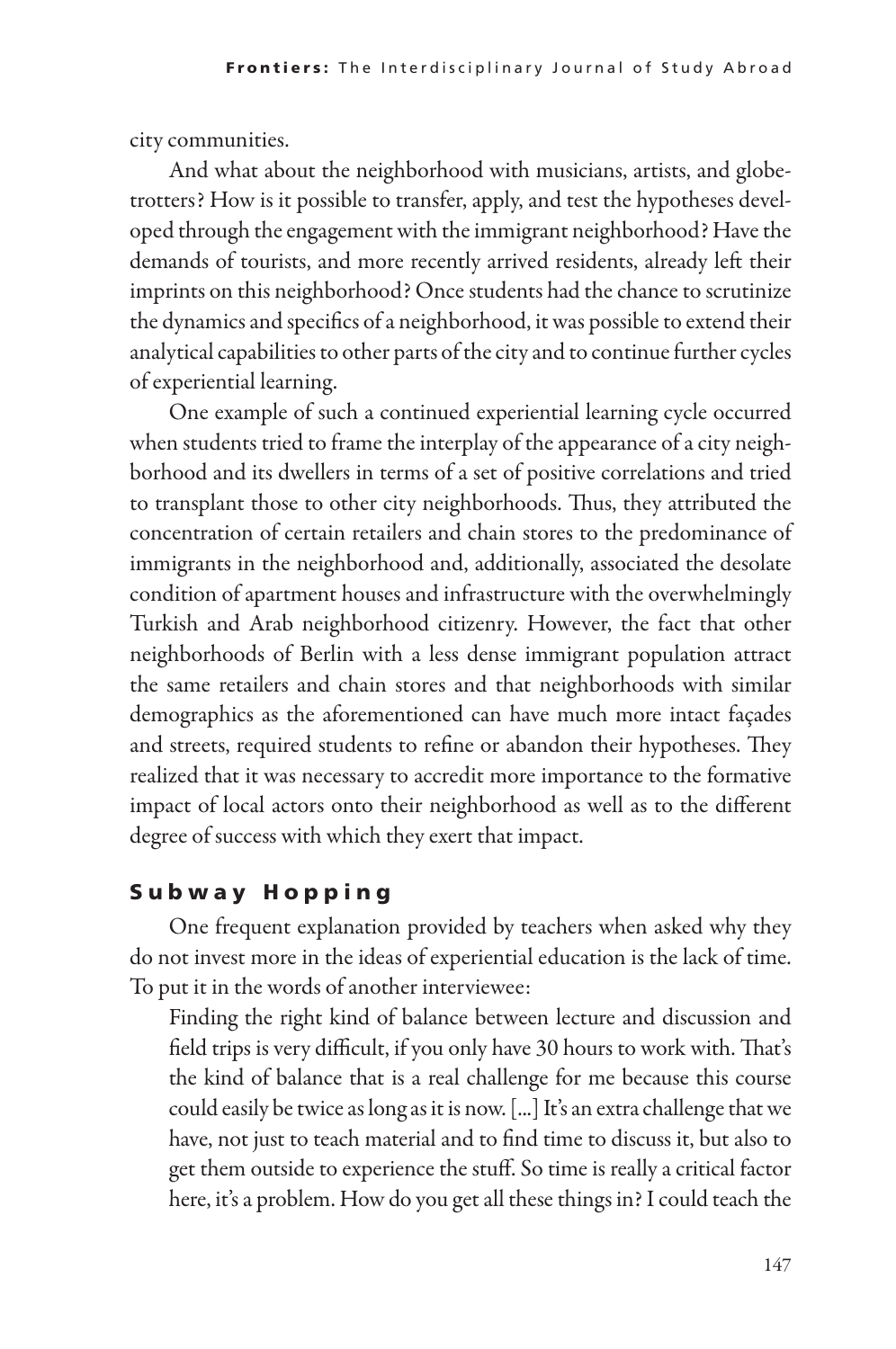city communities.

And what about the neighborhood with musicians, artists, and globetrotters? How is it possible to transfer, apply, and test the hypotheses developed through the engagement with the immigrant neighborhood? Have the demands of tourists, and more recently arrived residents, already left their imprints on this neighborhood? Once students had the chance to scrutinize the dynamics and specifics of a neighborhood, it was possible to extend their analytical capabilities to other parts of the city and to continue further cycles of experiential learning.

One example of such a continued experiential learning cycle occurred when students tried to frame the interplay of the appearance of a city neighborhood and its dwellers in terms of a set of positive correlations and tried to transplant those to other city neighborhoods. Thus, they attributed the concentration of certain retailers and chain stores to the predominance of immigrants in the neighborhood and, additionally, associated the desolate condition of apartment houses and infrastructure with the overwhelmingly Turkish and Arab neighborhood citizenry. However, the fact that other neighborhoods of Berlin with a less dense immigrant population attract the same retailers and chain stores and that neighborhoods with similar demographics as the aforementioned can have much more intact façades and streets, required students to refine or abandon their hypotheses. They realized that it was necessary to accredit more importance to the formative impact of local actors onto their neighborhood as well as to the different degree of success with which they exert that impact.

## Subway Hopping

One frequent explanation provided by teachers when asked why they do not invest more in the ideas of experiential education is the lack of time. To put it in the words of another interviewee:

> Finding the right kind of balance between lecture and discussion and field trips is very difficult, if you only have 30 hours to work with. That's the kind of balance that is a real challenge for me because this course could easily be twice as long as it is now. [...] It's an extra challenge that we have, not just to teach material and to find time to discuss it, but also to get them outside to experience the stuff. So time is really a critical factor here, it's a problem. How do you get all these things in? I could teach the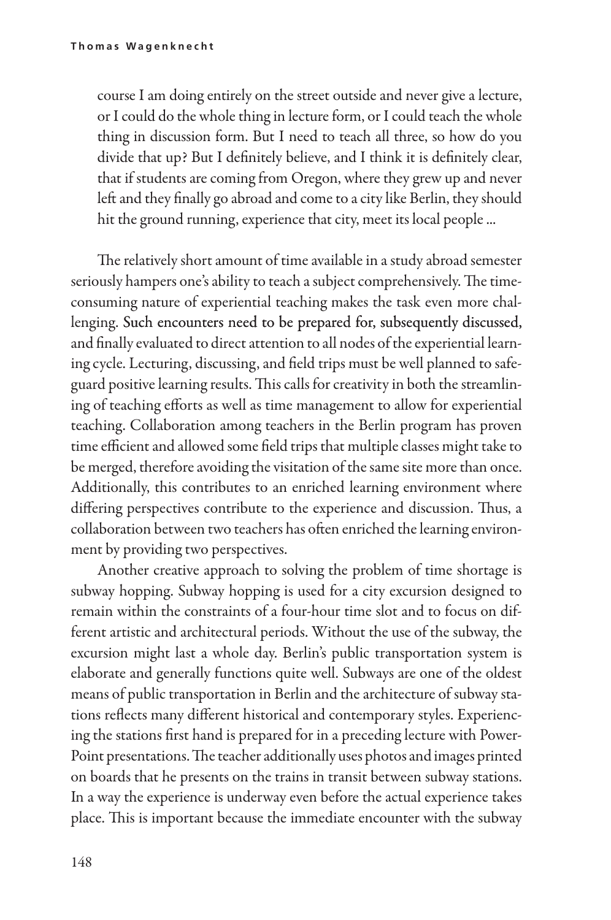course I am doing entirely on the street outside and never give a lecture, or I could do the whole thing in lecture form, or I could teach the whole thing in discussion form. But I need to teach all three, so how do you divide that up? But I definitely believe, and I think it is definitely clear, that if students are coming from Oregon, where they grew up and never left and they finally go abroad and come to a city like Berlin, they should hit the ground running, experience that city, meet its local people ...

The relatively short amount of time available in a study abroad semester seriously hampers one's ability to teach a subject comprehensively. The time-consuming nature of experiential teaching makes the task even more challenging. Such encounters need to be prepared for, subsequently discussed, and finally evaluated to direct attention to all nodes of the experiential learning cycle. Lecturing, discussing, and field trips must be well planned to safeguard positive learning results. This calls for creativity in both the streamlining of teaching efforts as well as time management to allow for experiential teaching. Collaboration among teachers in the Berlin program has proven time efficient and allowed some field trips that multiple classes might take to be merged, therefore avoiding the visitation of the same site more than once. Additionally, this contributes to an enriched learning environment where differing perspectives contribute to the experience and discussion. Thus, a collaboration between two teachers has often enriched the learning environment by providing two perspectives.

Another creative approach to solving the problem of time shortage is subway hopping. Subway hopping is used for a city excursion designed to remain within the constraints of a four-hour time slot and to focus on different artistic and architectural periods. Without the use of the subway, the excursion might last a whole day. Berlin's public transportation system is elaborate and generally functions quite well. Subways are one of the oldest means of public transportation in Berlin and the architecture of subway stations reflects many different historical and contemporary styles. Experiencing the stations first hand is prepared for in a preceding lecture with PowerPoint presentations. The teacher additionally uses photos and images printed on boards that he presents on the trains in transit between subway stations. In a way the experience is underway even before the actual experience takes place. This is important because the immediate encounter with the subway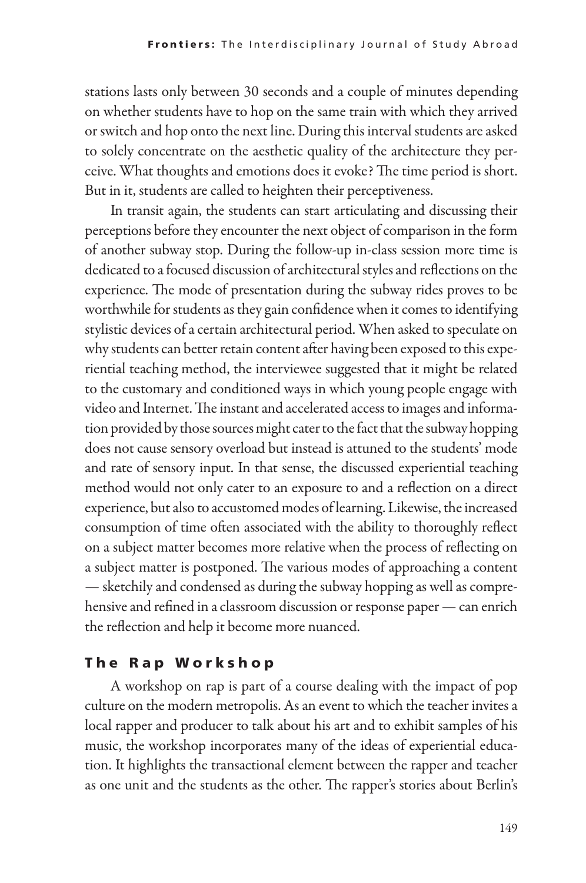stations lasts only between 30 seconds and a couple of minutes depending on whether students have to hop on the same train with which they arrived or switch and hop onto the next line. During this interval students are asked to solely concentrate on the aesthetic quality of the architecture they perceive. What thoughts and emotions does it evoke? The time period is short. But in it, students are called to heighten their perceptiveness.

In transit again, the students can start articulating and discussing their perceptions before they encounter the next object of comparison in the form of another subway stop. During the follow-up in-class session more time is dedicated to a focused discussion of architectural styles and reflections on the experience. The mode of presentation during the subway rides proves to be worthwhile for students as they gain confidence when it comes to identifying stylistic devices of a certain architectural period. When asked to speculate on why students can better retain content after having been exposed to this experiential teaching method, the interviewee suggested that it might be related to the customary and conditioned ways in which young people engage with video and Internet. The instant and accelerated access to images and information provided by those sources might cater to the fact that the subway hopping does not cause sensory overload but instead is attuned to the students' mode and rate of sensory input. In that sense, the discussed experiential teaching method would not only cater to an exposure to and a reflection on a direct experience, but also to accustomed modes of learning. Likewise, the increased consumption of time often associated with the ability to thoroughly reflect on a subject matter becomes more relative when the process of reflecting on a subject matter is postponed. The various modes of approaching a content — sketchily and condensed as during the subway hopping as well as comprehensive and refined in a classroom discussion or response paper — can enrich the reflection and help it become more nuanced.

## The Rap Workshop

A workshop on rap is part of a course dealing with the impact of pop culture on the modern metropolis. As an event to which the teacher invites a local rapper and producer to talk about his art and to exhibit samples of his music, the workshop incorporates many of the ideas of experiential education. It highlights the transactional element between the rapper and teacher as one unit and the students as the other. The rapper's stories about Berlin's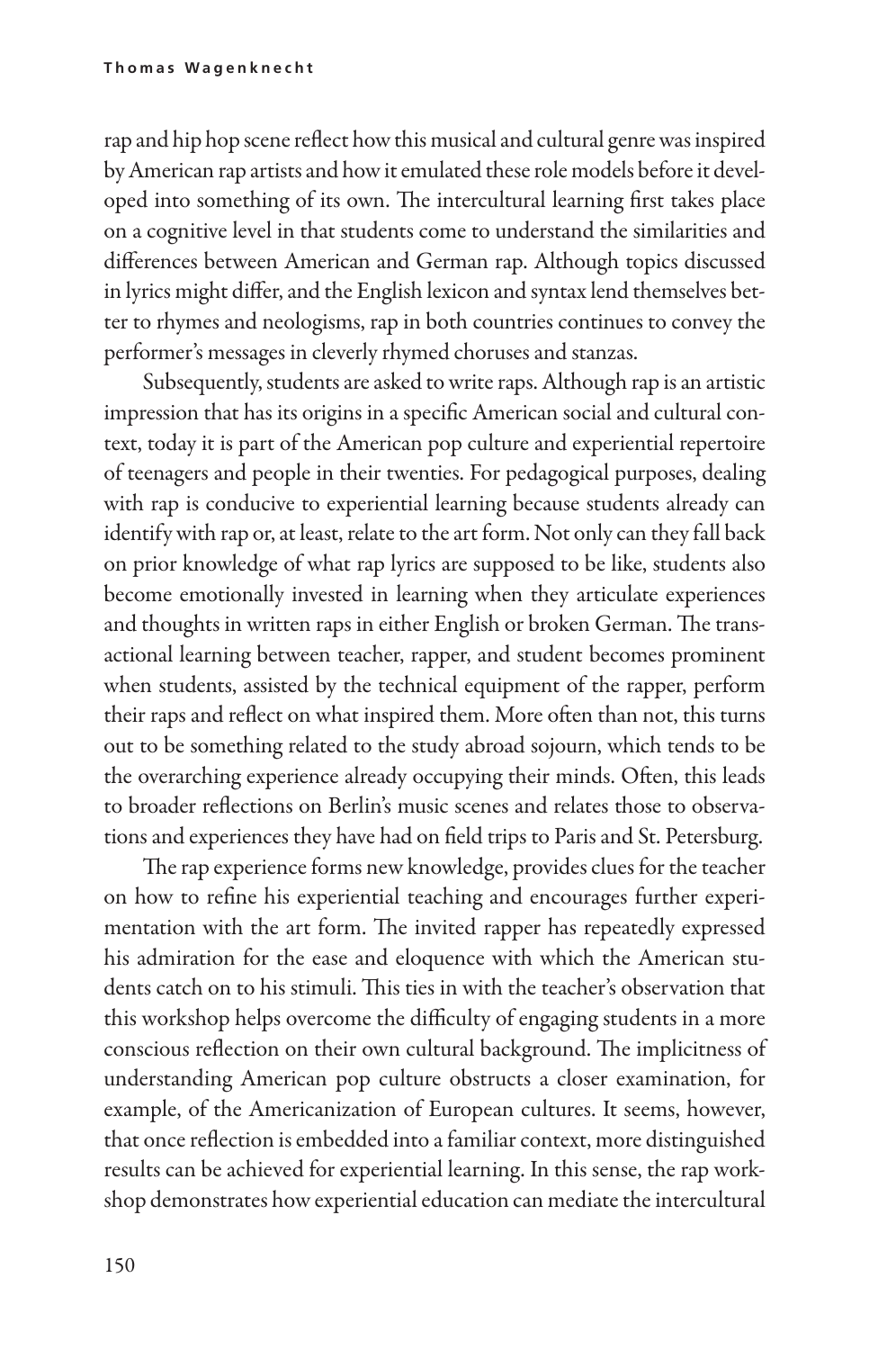rap and hip hop scene reflect how this musical and cultural genre was inspired by American rap artists and how it emulated these role models before it developed into something of its own. The intercultural learning first takes place on a cognitive level in that students come to understand the similarities and differences between American and German rap. Although topics discussed in lyrics might differ, and the English lexicon and syntax lend themselves better to rhymes and neologisms, rap in both countries continues to convey the performer's messages in cleverly rhymed choruses and stanzas.

Subsequently, students are asked to write raps. Although rap is an artistic impression that has its origins in a specific American social and cultural context, today it is part of the American pop culture and experiential repertoire of teenagers and people in their twenties. For pedagogical purposes, dealing with rap is conducive to experiential learning because students already can identify with rap or, at least, relate to the art form. Not only can they fall back on prior knowledge of what rap lyrics are supposed to be like, students also become emotionally invested in learning when they articulate experiences and thoughts in written raps in either English or broken German. The transactional learning between teacher, rapper, and student becomes prominent when students, assisted by the technical equipment of the rapper, perform their raps and reflect on what inspired them. More often than not, this turns out to be something related to the study abroad sojourn, which tends to be the overarching experience already occupying their minds. Often, this leads to broader reflections on Berlin's music scenes and relates those to observations and experiences they have had on field trips to Paris and St. Petersburg.

The rap experience forms new knowledge, provides clues for the teacher on how to refine his experiential teaching and encourages further experimentation with the art form. The invited rapper has repeatedly expressed his admiration for the ease and eloquence with which the American students catch on to his stimuli. This ties in with the teacher's observation that this workshop helps overcome the difficulty of engaging students in a more conscious reflection on their own cultural background. The implicitness of understanding American pop culture obstructs a closer examination, for example, of the Americanization of European cultures. It seems, however, that once reflection is embedded into a familiar context, more distinguished results can be achieved for experiential learning. In this sense, the rap workshop demonstrates how experiential education can mediate the intercultural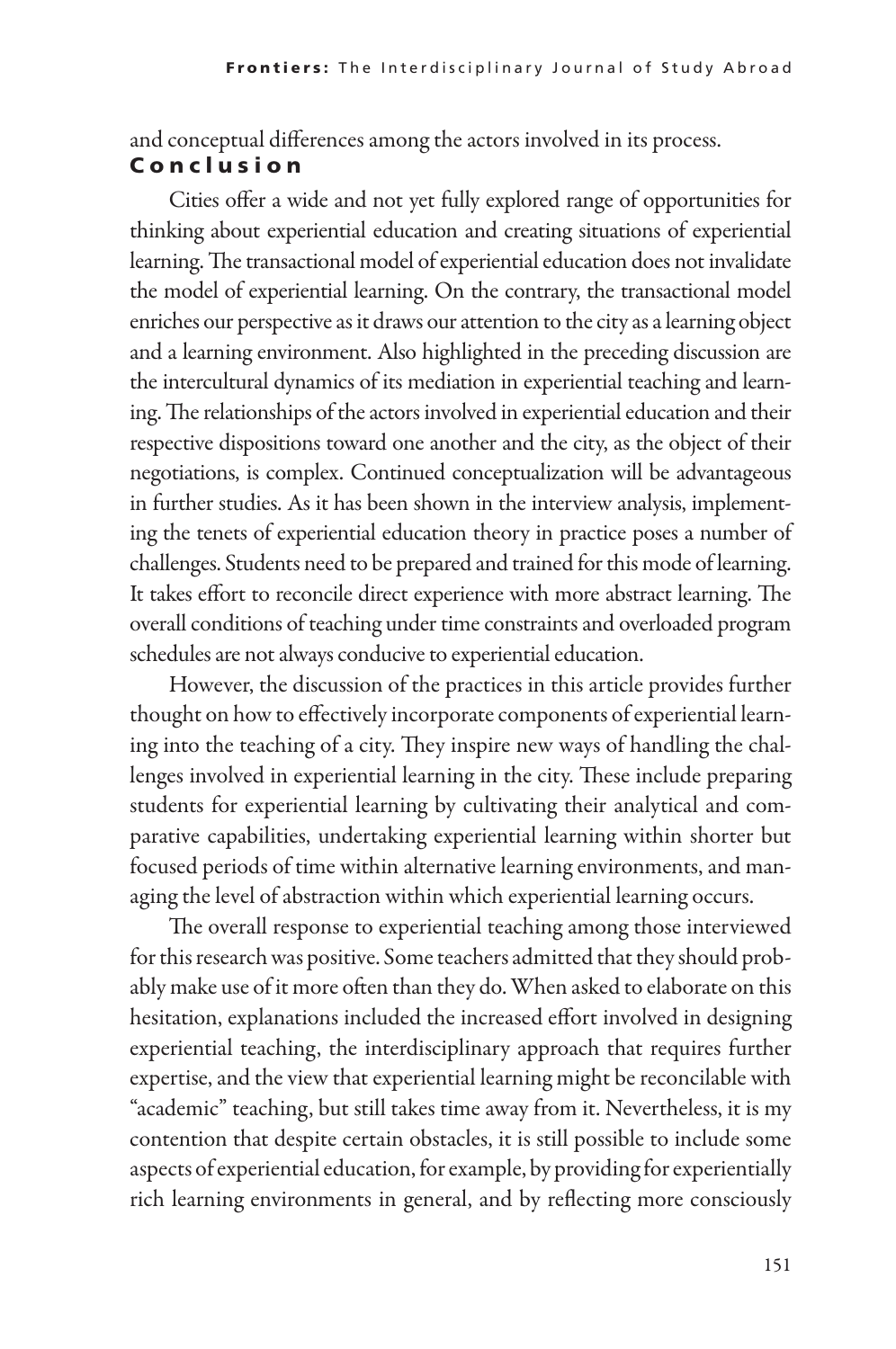and conceptual differences among the actors involved in its process.

## Conclusion

Cities offer a wide and not yet fully explored range of opportunities for thinking about experiential education and creating situations of experiential learning. The transactional model of experiential education does not invalidate the model of experiential learning. On the contrary, the transactional model enriches our perspective as it draws our attention to the city as a learning object and a learning environment. Also highlighted in the preceding discussion are the intercultural dynamics of its mediation in experiential teaching and learning. The relationships of the actors involved in experiential education and their respective dispositions toward one another and the city, as the object of their negotiations, is complex. Continued conceptualization will be advantageous in further studies. As it has been shown in the interview analysis, implementing the tenets of experiential education theory in practice poses a number of challenges. Students need to be prepared and trained for this mode of learning. It takes effort to reconcile direct experience with more abstract learning. The overall conditions of teaching under time constraints and overloaded program schedules are not always conducive to experiential education.

However, the discussion of the practices in this article provides further thought on how to effectively incorporate components of experiential learning into the teaching of a city. They inspire new ways of handling the challenges involved in experiential learning in the city. These include preparing students for experiential learning by cultivating their analytical and comparative capabilities, undertaking experiential learning within shorter but focused periods of time within alternative learning environments, and managing the level of abstraction within which experiential learning occurs.

The overall response to experiential teaching among those interviewed for this research was positive. Some teachers admitted that they should probably make use of it more often than they do. When asked to elaborate on this hesitation, explanations included the increased effort involved in designing experiential teaching, the interdisciplinary approach that requires further expertise, and the view that experiential learning might be reconcilable with "academic" teaching, but still takes time away from it. Nevertheless, it is my contention that despite certain obstacles, it is still possible to include some aspects of experiential education, for example, by providing for experientially rich learning environments in general, and by reflecting more consciously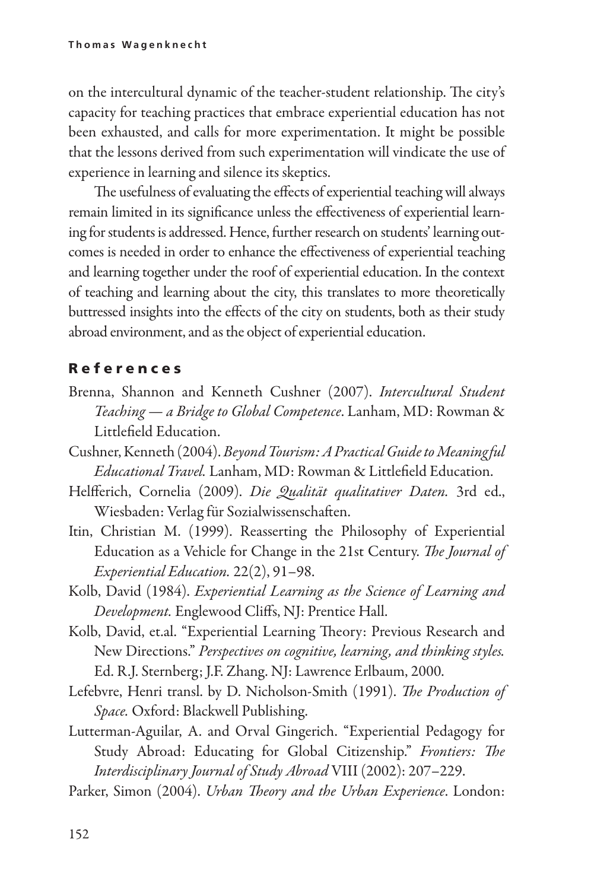on the intercultural dynamic of the teacher-student relationship. The city's capacity for teaching practices that embrace experiential education has not been exhausted, and calls for more experimentation. It might be possible that the lessons derived from such experimentation will vindicate the use of experience in learning and silence its skeptics.

The usefulness of evaluating the effects of experiential teaching will always remain limited in its significance unless the effectiveness of experiential learning for students is addressed. Hence, further research on students' learning outcomes is needed in order to enhance the effectiveness of experiential teaching and learning together under the roof of experiential education. In the context of teaching and learning about the city, this translates to more theoretically buttressed insights into the effects of the city on students, both as their study abroad environment, and as the object of experiential education.

## References

Brenna, Shannon and Kenneth Cushner (2007). *Intercultural Student Teaching — a Bridge to Global Competence*. Lanham, MD: Rowman & Littlefield Education.

Cushner, Kenneth (2004). *Beyond Tourism: A Practical Guide to Meaningful Educational Travel.* Lanham, MD: Rowman & Littlefield Education.

Helfferich, Cornelia (2009). *Die Qualität qualitativer Daten.* 3rd ed., Wiesbaden: Verlag für Sozialwissenschaften.

Itin, Christian M. (1999). Reasserting the Philosophy of Experiential Education as a Vehicle for Change in the 21st Century. *The Journal of Experiential Education.* 22(2), 91–98.

Kolb, David (1984). *Experiential Learning as the Science of Learning and Development.* Englewood Cliffs, NJ: Prentice Hall.

Kolb, David, et.al. "Experiential Learning Theory: Previous Research and New Directions." *Perspectives on cognitive, learning, and thinking styles.* Ed. R.J. Sternberg; J.F. Zhang. NJ: Lawrence Erlbaum, 2000.

Lefebvre, Henri transl. by D. Nicholson-Smith (1991). *The Production of Space.* Oxford: Blackwell Publishing.

Lutterman-Aguilar, A. and Orval Gingerich. "Experiential Pedagogy for Study Abroad: Educating for Global Citizenship." *Frontiers: The Interdisciplinary Journal of Study Abroad* VIII (2002): 207–229.

Parker, Simon (2004). *Urban Theory and the Urban Experience*. London: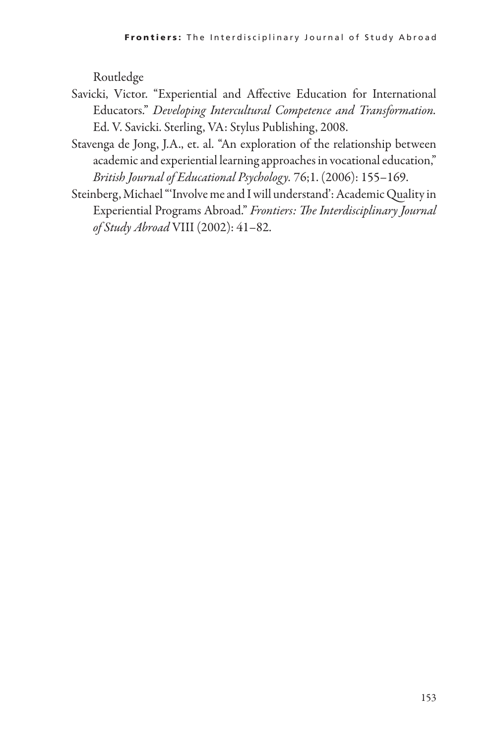Routledge

Savicki, Victor. "Experiential and Affective Education for International Educators." *Developing Intercultural Competence and Transformation.* Ed. V. Savicki. Sterling, VA: Stylus Publishing, 2008.

Stavenga de Jong, J.A., et. al. "An exploration of the relationship between academic and experiential learning approaches in vocational education," *British Journal of Educational Psychology.* 76;1. (2006): 155–169.

Steinberg, Michael "'Involve me and I will understand': Academic Quality in Experiential Programs Abroad." *Frontiers: The Interdisciplinary Journal of Study Abroad* VIII (2002): 41–82.